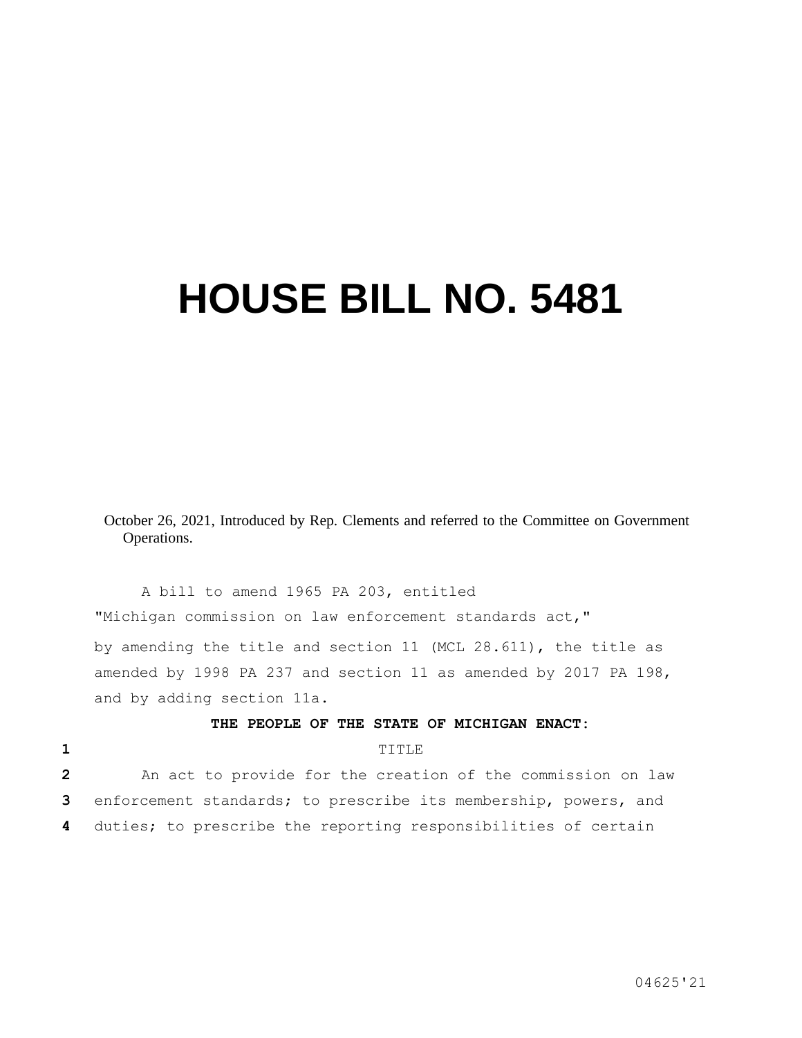# HOUSE BILL NO. 5481

October 26, 2021, Introduced by Rep. Clements and referred to the Committee on Government Operations.

A bill to amend 1965 PA 203, entitled

"Michigan commission on law enforcement standards act,"

by amending the title and section 11 (MCL 28.611), the title as amended by 1998 PA 237 and section 11 as amended by 2017 PA 198, and by adding section 11a.

**THE PEOPLE OF THE STATE OF MICHIGAN ENACT:**

1 TITLE

2 An act to provide for the creation of the commission on law
3 enforcement standards; to prescribe its membership, powers, and
4 duties; to prescribe the reporting responsibilities of certain

04625'21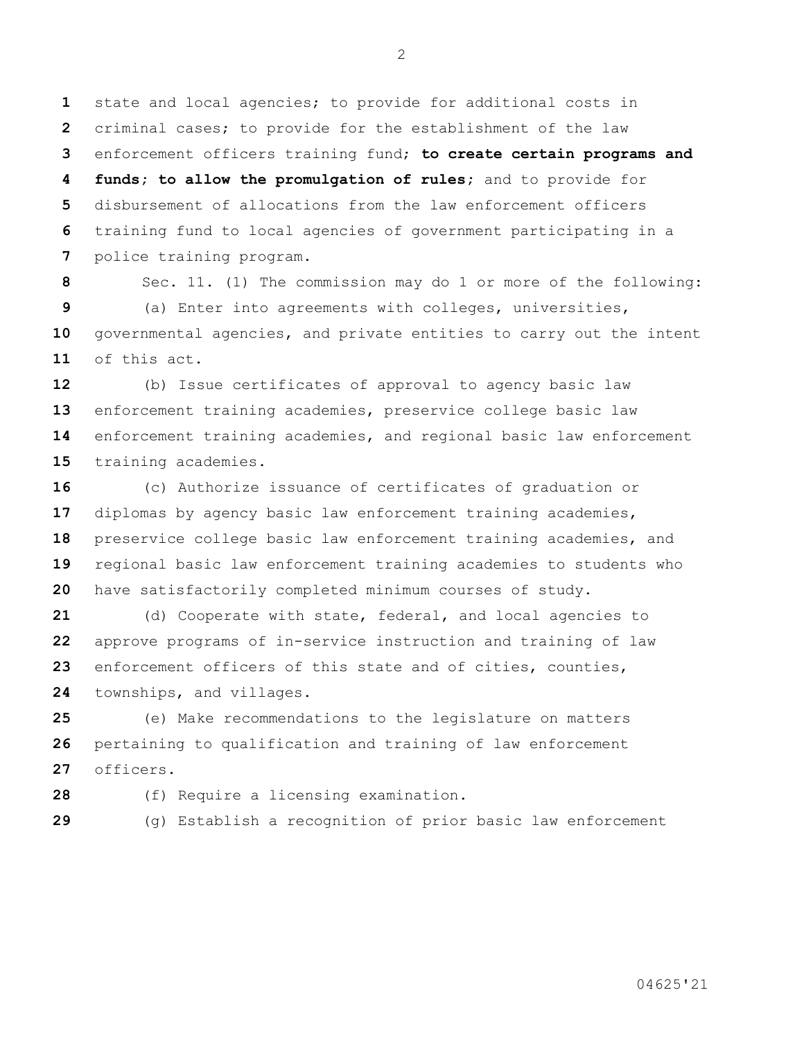state and local agencies; to provide for additional costs in criminal cases; to provide for the establishment of the law enforcement officers training fund; **to create certain programs and funds; to allow the promulgation of rules**; and to provide for disbursement of allocations from the law enforcement officers training fund to local agencies of government participating in a police training program.

Sec. 11. (1) The commission may do 1 or more of the following:

(a) Enter into agreements with colleges, universities, governmental agencies, and private entities to carry out the intent of this act.

(b) Issue certificates of approval to agency basic law enforcement training academies, preservice college basic law enforcement training academies, and regional basic law enforcement training academies.

(c) Authorize issuance of certificates of graduation or diplomas by agency basic law enforcement training academies, preservice college basic law enforcement training academies, and regional basic law enforcement training academies to students who have satisfactorily completed minimum courses of study.

(d) Cooperate with state, federal, and local agencies to approve programs of in-service instruction and training of law enforcement officers of this state and of cities, counties, townships, and villages.

(e) Make recommendations to the legislature on matters pertaining to qualification and training of law enforcement officers.

(f) Require a licensing examination.

(g) Establish a recognition of prior basic law enforcement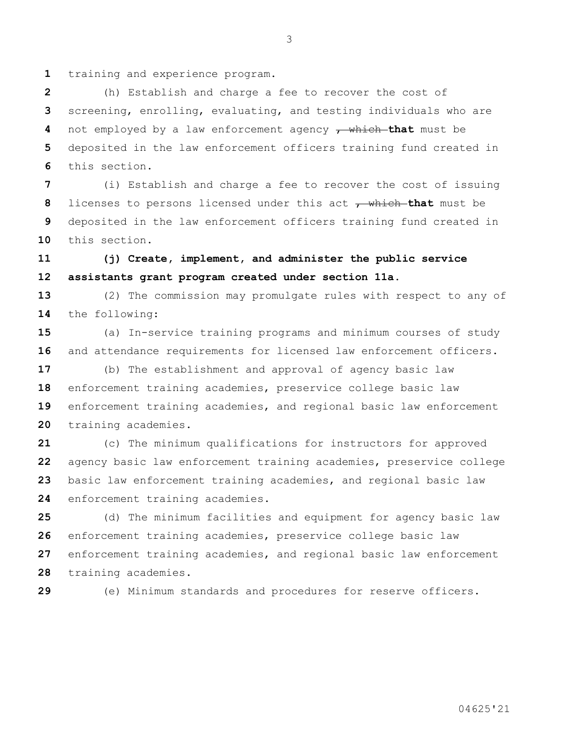training and experience program.

(h) Establish and charge a fee to recover the cost of screening, enrolling, evaluating, and testing individuals who are not employed by a law enforcement agency ~~, which~~ **that** must be deposited in the law enforcement officers training fund created in this section.

(i) Establish and charge a fee to recover the cost of issuing licenses to persons licensed under this act ~~, which~~ **that** must be deposited in the law enforcement officers training fund created in this section.

**(j) Create, implement, and administer the public service assistants grant program created under section 11a.**

(2) The commission may promulgate rules with respect to any of the following:

(a) In-service training programs and minimum courses of study and attendance requirements for licensed law enforcement officers.

(b) The establishment and approval of agency basic law enforcement training academies, preservice college basic law enforcement training academies, and regional basic law enforcement training academies.

(c) The minimum qualifications for instructors for approved agency basic law enforcement training academies, preservice college basic law enforcement training academies, and regional basic law enforcement training academies.

(d) The minimum facilities and equipment for agency basic law enforcement training academies, preservice college basic law enforcement training academies, and regional basic law enforcement training academies.

(e) Minimum standards and procedures for reserve officers.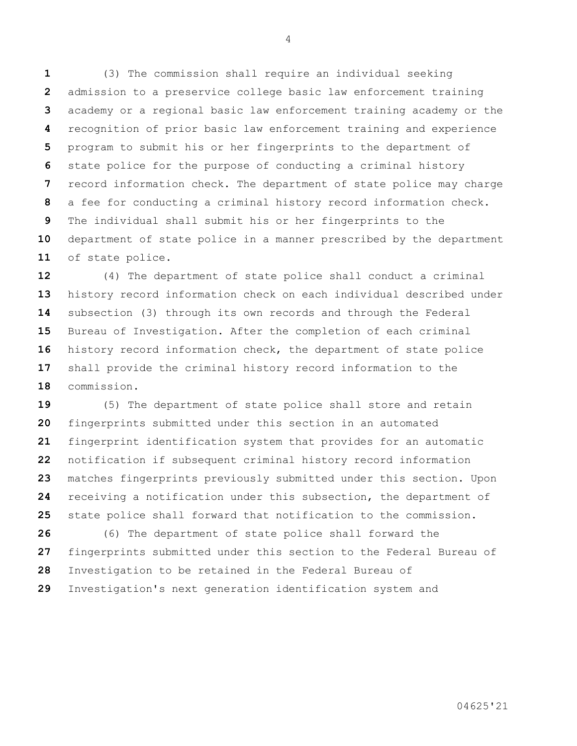(3) The commission shall require an individual seeking admission to a preservice college basic law enforcement training academy or a regional basic law enforcement training academy or the recognition of prior basic law enforcement training and experience program to submit his or her fingerprints to the department of state police for the purpose of conducting a criminal history record information check. The department of state police may charge a fee for conducting a criminal history record information check. The individual shall submit his or her fingerprints to the department of state police in a manner prescribed by the department of state police.

(4) The department of state police shall conduct a criminal history record information check on each individual described under subsection (3) through its own records and through the Federal Bureau of Investigation. After the completion of each criminal history record information check, the department of state police shall provide the criminal history record information to the commission.

(5) The department of state police shall store and retain fingerprints submitted under this section in an automated fingerprint identification system that provides for an automatic notification if subsequent criminal history record information matches fingerprints previously submitted under this section. Upon receiving a notification under this subsection, the department of state police shall forward that notification to the commission.

(6) The department of state police shall forward the fingerprints submitted under this section to the Federal Bureau of Investigation to be retained in the Federal Bureau of Investigation's next generation identification system and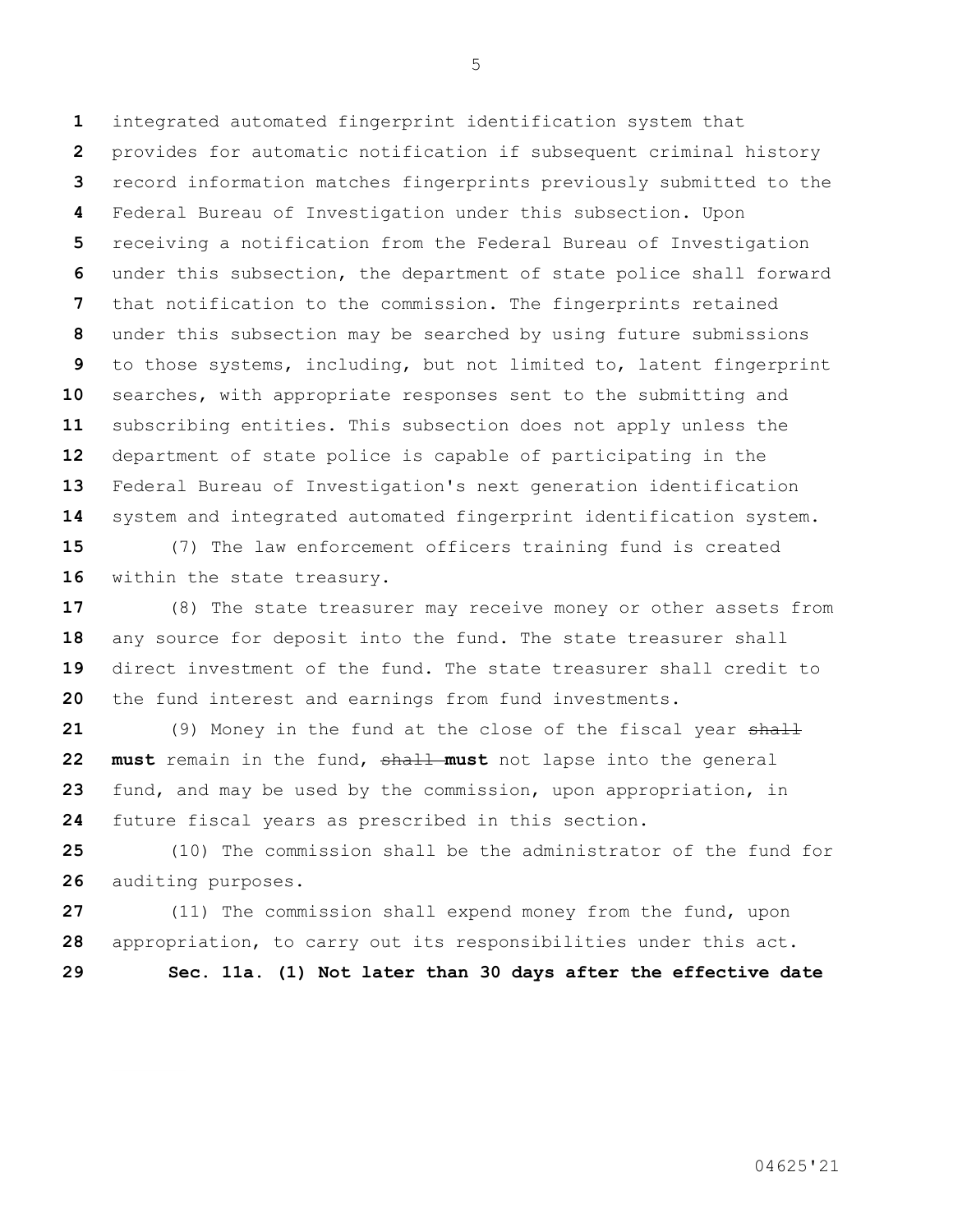integrated automated fingerprint identification system that provides for automatic notification if subsequent criminal history record information matches fingerprints previously submitted to the Federal Bureau of Investigation under this subsection. Upon receiving a notification from the Federal Bureau of Investigation under this subsection, the department of state police shall forward that notification to the commission. The fingerprints retained under this subsection may be searched by using future submissions to those systems, including, but not limited to, latent fingerprint searches, with appropriate responses sent to the submitting and subscribing entities. This subsection does not apply unless the department of state police is capable of participating in the Federal Bureau of Investigation's next generation identification system and integrated automated fingerprint identification system.

(7) The law enforcement officers training fund is created within the state treasury.

(8) The state treasurer may receive money or other assets from any source for deposit into the fund. The state treasurer shall direct investment of the fund. The state treasurer shall credit to the fund interest and earnings from fund investments.

(9) Money in the fund at the close of the fiscal year ~~shall~~ **must** remain in the fund, ~~shall~~ **must** not lapse into the general fund, and may be used by the commission, upon appropriation, in future fiscal years as prescribed in this section.

(10) The commission shall be the administrator of the fund for auditing purposes.

(11) The commission shall expend money from the fund, upon appropriation, to carry out its responsibilities under this act.

**Sec. 11a. (1) Not later than 30 days after the effective date**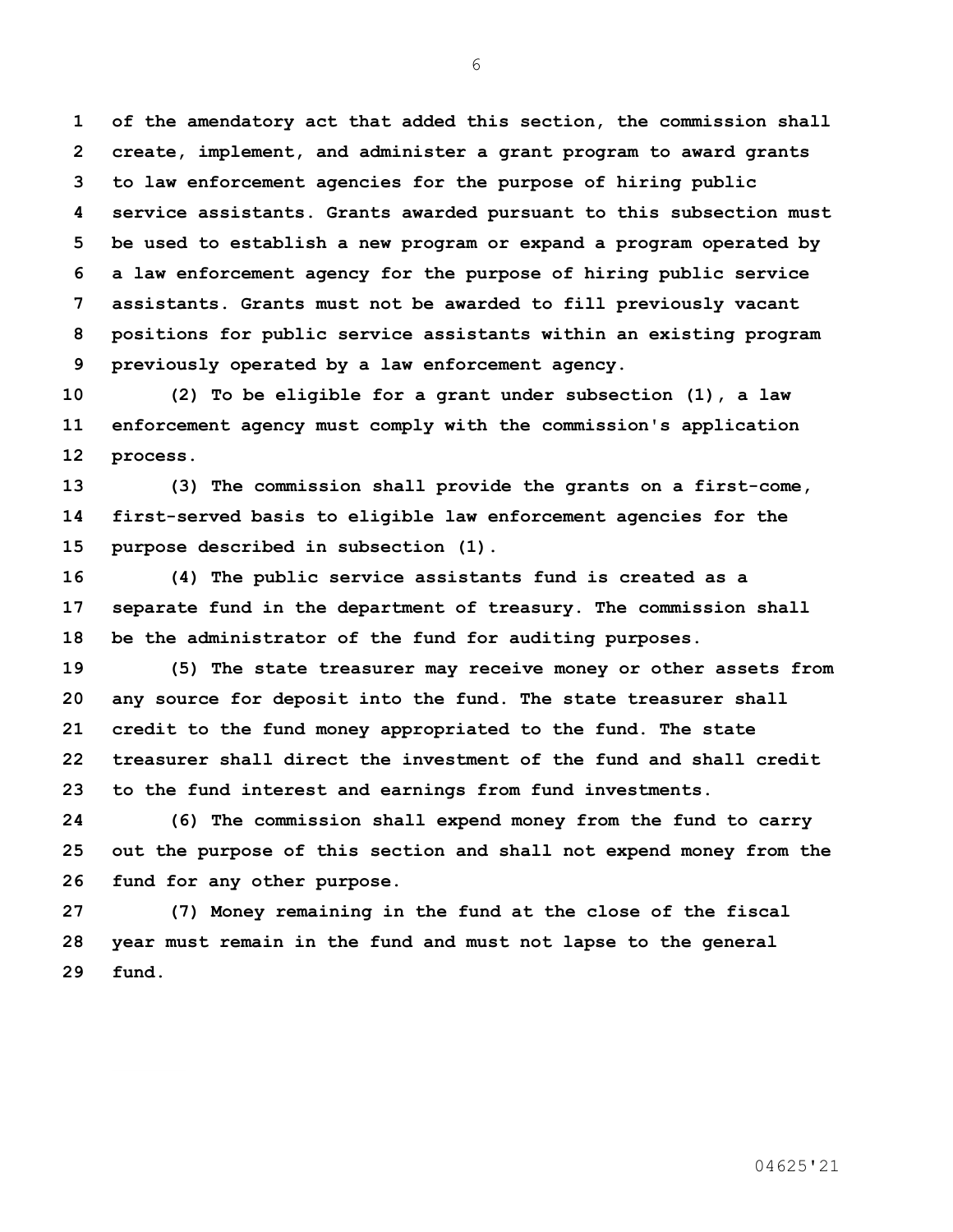**of the amendatory act that added this section, the commission shall create, implement, and administer a grant program to award grants to law enforcement agencies for the purpose of hiring public service assistants. Grants awarded pursuant to this subsection must be used to establish a new program or expand a program operated by a law enforcement agency for the purpose of hiring public service assistants. Grants must not be awarded to fill previously vacant positions for public service assistants within an existing program previously operated by a law enforcement agency.**

**(2) To be eligible for a grant under subsection (1), a law enforcement agency must comply with the commission's application process.**

**(3) The commission shall provide the grants on a first-come, first-served basis to eligible law enforcement agencies for the purpose described in subsection (1).**

**(4) The public service assistants fund is created as a separate fund in the department of treasury. The commission shall be the administrator of the fund for auditing purposes.**

**(5) The state treasurer may receive money or other assets from any source for deposit into the fund. The state treasurer shall credit to the fund money appropriated to the fund. The state treasurer shall direct the investment of the fund and shall credit to the fund interest and earnings from fund investments.**

**(6) The commission shall expend money from the fund to carry out the purpose of this section and shall not expend money from the fund for any other purpose.**

**(7) Money remaining in the fund at the close of the fiscal year must remain in the fund and must not lapse to the general fund.**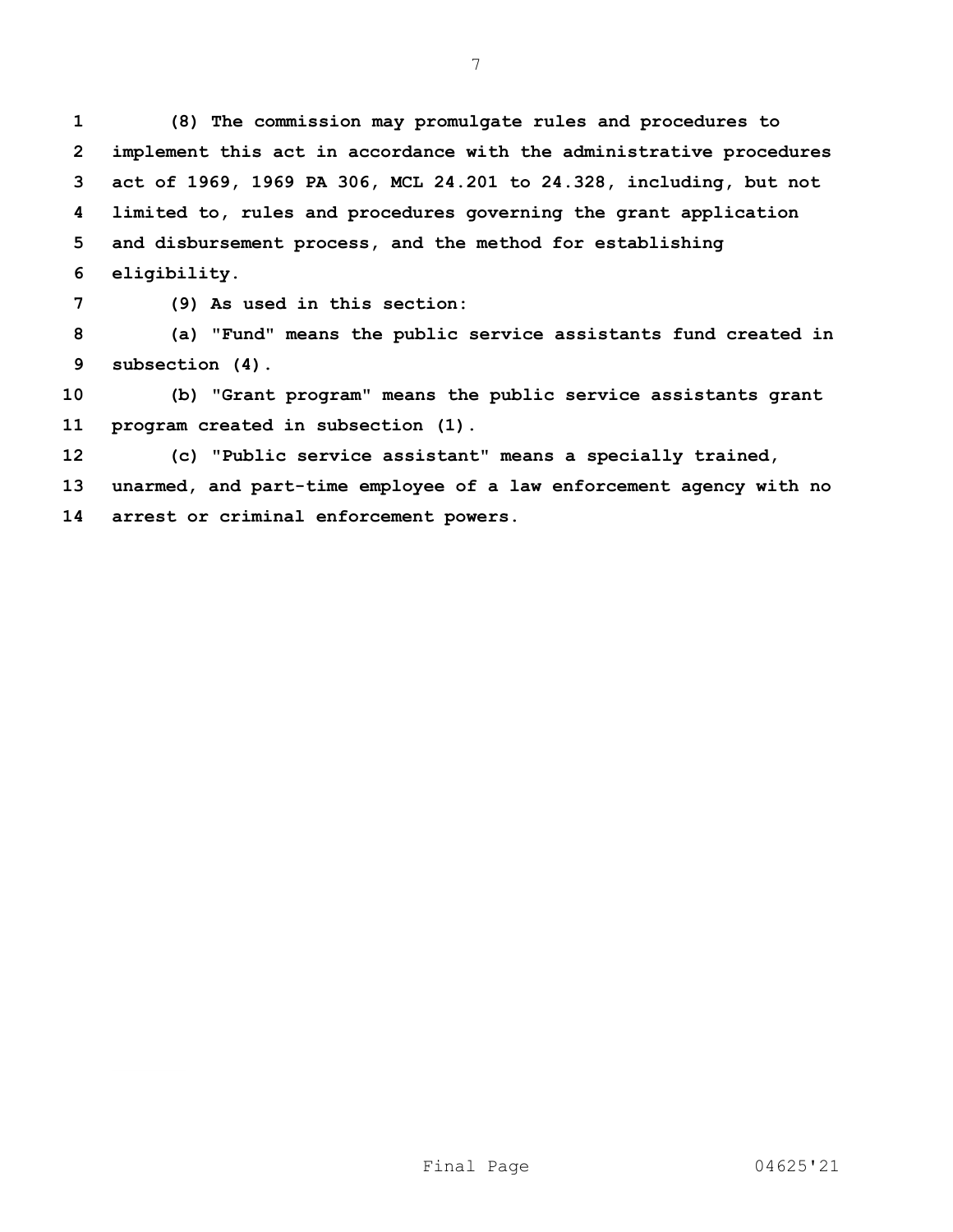**(8) The commission may promulgate rules and procedures to implement this act in accordance with the administrative procedures act of 1969, 1969 PA 306, MCL 24.201 to 24.328, including, but not limited to, rules and procedures governing the grant application and disbursement process, and the method for establishing eligibility.**

**(9) As used in this section:**

**(a) "Fund" means the public service assistants fund created in subsection (4).**

**(b) "Grant program" means the public service assistants grant program created in subsection (1).**

**(c) "Public service assistant" means a specially trained, unarmed, and part-time employee of a law enforcement agency with no arrest or criminal enforcement powers.**